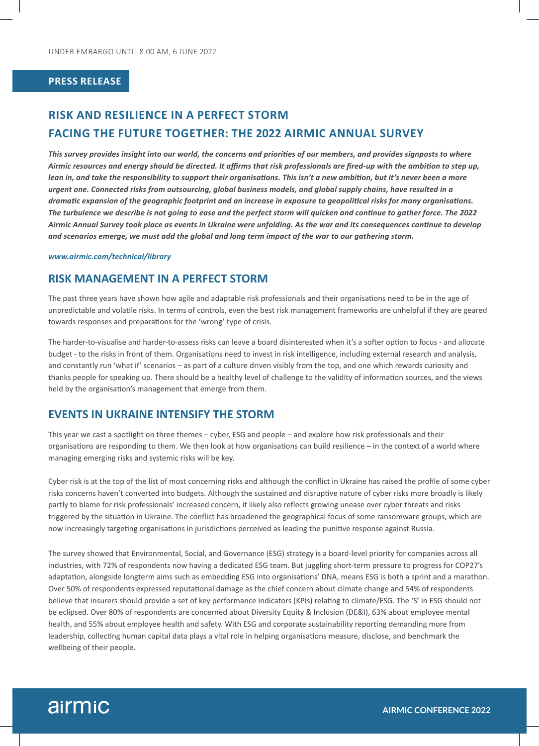UNDER EMBARGO UNTIL 8:00 AM, 6 JUNE 2022

**PRESS RELEASE**

# RISK AND RESILIENCE IN A PERFECT STORM
# FACING THE FUTURE TOGETHER: THE 2022 AIRMIC ANNUAL SURVEY

***This survey provides insight into our world, the concerns and priorities of our members, and provides signposts to where Airmic resources and energy should be directed. It affirms that risk professionals are fired-up with the ambition to step up, lean in, and take the responsibility to support their organisations. This isn't a new ambition, but it's never been a more urgent one. Connected risks from outsourcing, global business models, and global supply chains, have resulted in a dramatic expansion of the geographic footprint and an increase in exposure to geopolitical risks for many organisations. The turbulence we describe is not going to ease and the perfect storm will quicken and continue to gather force. The 2022 Airmic Annual Survey took place as events in Ukraine were unfolding. As the war and its consequences continue to develop and scenarios emerge, we must add the global and long term impact of the war to our gathering storm.***

***www.airmic.com/technical/library***

## RISK MANAGEMENT IN A PERFECT STORM

The past three years have shown how agile and adaptable risk professionals and their organisations need to be in the age of unpredictable and volatile risks. In terms of controls, even the best risk management frameworks are unhelpful if they are geared towards responses and preparations for the 'wrong' type of crisis.

The harder-to-visualise and harder-to-assess risks can leave a board disinterested when it's a softer option to focus - and allocate budget - to the risks in front of them. Organisations need to invest in risk intelligence, including external research and analysis, and constantly run 'what if' scenarios – as part of a culture driven visibly from the top, and one which rewards curiosity and thanks people for speaking up. There should be a healthy level of challenge to the validity of information sources, and the views held by the organisation's management that emerge from them.

## EVENTS IN UKRAINE INTENSIFY THE STORM

This year we cast a spotlight on three themes – cyber, ESG and people – and explore how risk professionals and their organisations are responding to them. We then look at how organisations can build resilience – in the context of a world where managing emerging risks and systemic risks will be key.

Cyber risk is at the top of the list of most concerning risks and although the conflict in Ukraine has raised the profile of some cyber risks concerns haven't converted into budgets. Although the sustained and disruptive nature of cyber risks more broadly is likely partly to blame for risk professionals' increased concern, it likely also reflects growing unease over cyber threats and risks triggered by the situation in Ukraine. The conflict has broadened the geographical focus of some ransomware groups, which are now increasingly targeting organisations in jurisdictions perceived as leading the punitive response against Russia.

The survey showed that Environmental, Social, and Governance (ESG) strategy is a board-level priority for companies across all industries, with 72% of respondents now having a dedicated ESG team. But juggling short-term pressure to progress for COP27's adaptation, alongside longterm aims such as embedding ESG into organisations' DNA, means ESG is both a sprint and a marathon. Over 50% of respondents expressed reputational damage as the chief concern about climate change and 54% of respondents believe that insurers should provide a set of key performance indicators (KPIs) relating to climate/ESG. The 'S' in ESG should not be eclipsed. Over 80% of respondents are concerned about Diversity Equity & Inclusion (DE&I), 63% about employee mental health, and 55% about employee health and safety. With ESG and corporate sustainability reporting demanding more from leadership, collecting human capital data plays a vital role in helping organisations measure, disclose, and benchmark the wellbeing of their people.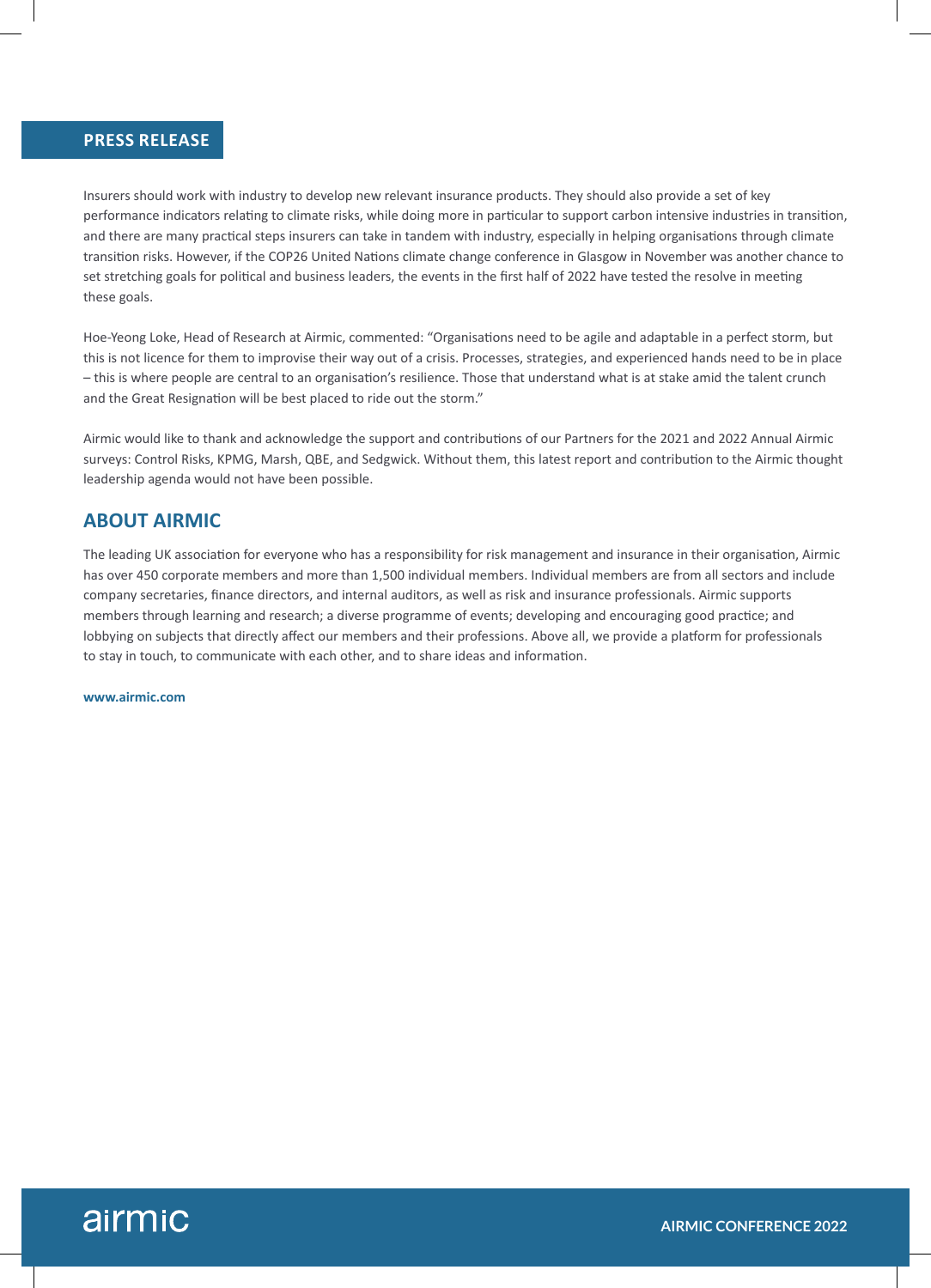**PRESS RELEASE**

Insurers should work with industry to develop new relevant insurance products. They should also provide a set of key performance indicators relating to climate risks, while doing more in particular to support carbon intensive industries in transition, and there are many practical steps insurers can take in tandem with industry, especially in helping organisations through climate transition risks. However, if the COP26 United Nations climate change conference in Glasgow in November was another chance to set stretching goals for political and business leaders, the events in the first half of 2022 have tested the resolve in meeting these goals.

Hoe-Yeong Loke, Head of Research at Airmic, commented: "Organisations need to be agile and adaptable in a perfect storm, but this is not licence for them to improvise their way out of a crisis. Processes, strategies, and experienced hands need to be in place – this is where people are central to an organisation's resilience. Those that understand what is at stake amid the talent crunch and the Great Resignation will be best placed to ride out the storm."

Airmic would like to thank and acknowledge the support and contributions of our Partners for the 2021 and 2022 Annual Airmic surveys: Control Risks, KPMG, Marsh, QBE, and Sedgwick. Without them, this latest report and contribution to the Airmic thought leadership agenda would not have been possible.

## ABOUT AIRMIC

The leading UK association for everyone who has a responsibility for risk management and insurance in their organisation, Airmic has over 450 corporate members and more than 1,500 individual members. Individual members are from all sectors and include company secretaries, finance directors, and internal auditors, as well as risk and insurance professionals. Airmic supports members through learning and research; a diverse programme of events; developing and encouraging good practice; and lobbying on subjects that directly affect our members and their professions. Above all, we provide a platform for professionals to stay in touch, to communicate with each other, and to share ideas and information.

**www.airmic.com**